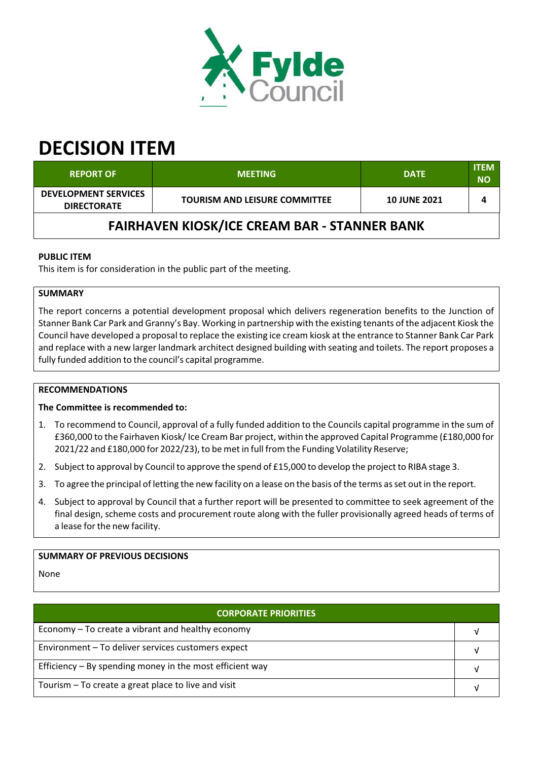# DECISION ITEM

| REPORT OF | MEETING | DATE | ITEM NO |
|---|---|---|---|
| DEVELOPMENT SERVICES DIRECTORATE | TOURISM AND LEISURE COMMITTEE | 10 JUNE 2021 | 4 |

## FAIRHAVEN KIOSK/ICE CREAM BAR - STANNER BANK

**PUBLIC ITEM**

This item is for consideration in the public part of the meeting.

**SUMMARY**

The report concerns a potential development proposal which delivers regeneration benefits to the Junction of Stanner Bank Car Park and Granny's Bay. Working in partnership with the existing tenants of the adjacent Kiosk the Council have developed a proposal to replace the existing ice cream kiosk at the entrance to Stanner Bank Car Park and replace with a new larger landmark architect designed building with seating and toilets. The report proposes a fully funded addition to the council's capital programme.

**RECOMMENDATIONS**

**The Committee is recommended to:**

1. To recommend to Council, approval of a fully funded addition to the Councils capital programme in the sum of £360,000 to the Fairhaven Kiosk/ Ice Cream Bar project, within the approved Capital Programme (£180,000 for 2021/22 and £180,000 for 2022/23), to be met in full from the Funding Volatility Reserve;
2. Subject to approval by Council to approve the spend of £15,000 to develop the project to RIBA stage 3.
3. To agree the principal of letting the new facility on a lease on the basis of the terms as set out in the report.
4. Subject to approval by Council that a further report will be presented to committee to seek agreement of the final design, scheme costs and procurement route along with the fuller provisionally agreed heads of terms of a lease for the new facility.

**SUMMARY OF PREVIOUS DECISIONS**

None

| CORPORATE PRIORITIES | |
|---|---|
| Economy – To create a vibrant and healthy economy | √ |
| Environment – To deliver services customers expect | √ |
| Efficiency – By spending money in the most efficient way | √ |
| Tourism – To create a great place to live and visit | √ |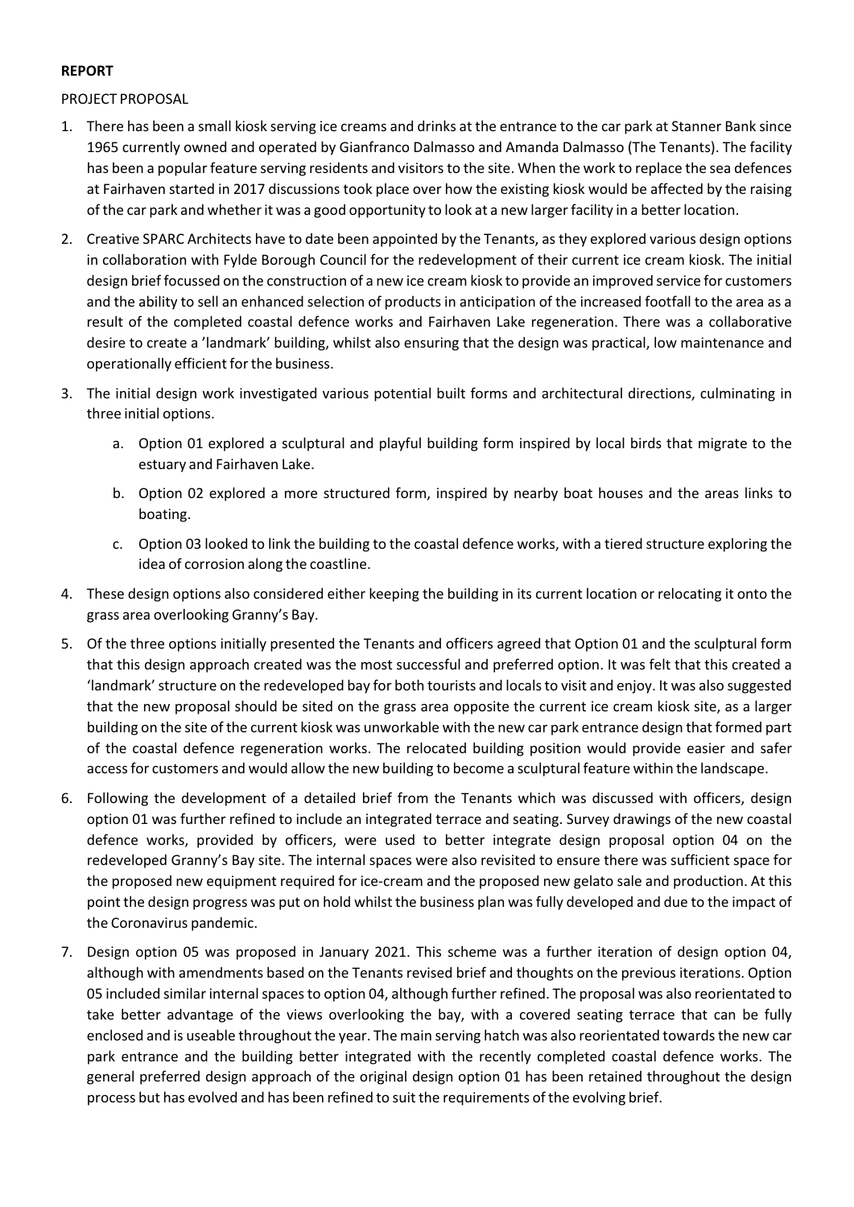**REPORT**

PROJECT PROPOSAL

1. There has been a small kiosk serving ice creams and drinks at the entrance to the car park at Stanner Bank since 1965 currently owned and operated by Gianfranco Dalmasso and Amanda Dalmasso (The Tenants). The facility has been a popular feature serving residents and visitors to the site. When the work to replace the sea defences at Fairhaven started in 2017 discussions took place over how the existing kiosk would be affected by the raising of the car park and whether it was a good opportunity to look at a new larger facility in a better location.

2. Creative SPARC Architects have to date been appointed by the Tenants, as they explored various design options in collaboration with Fylde Borough Council for the redevelopment of their current ice cream kiosk. The initial design brief focussed on the construction of a new ice cream kiosk to provide an improved service for customers and the ability to sell an enhanced selection of products in anticipation of the increased footfall to the area as a result of the completed coastal defence works and Fairhaven Lake regeneration. There was a collaborative desire to create a 'landmark' building, whilst also ensuring that the design was practical, low maintenance and operationally efficient for the business.

3. The initial design work investigated various potential built forms and architectural directions, culminating in three initial options.

    a. Option 01 explored a sculptural and playful building form inspired by local birds that migrate to the estuary and Fairhaven Lake.

    b. Option 02 explored a more structured form, inspired by nearby boat houses and the areas links to boating.

    c. Option 03 looked to link the building to the coastal defence works, with a tiered structure exploring the idea of corrosion along the coastline.

4. These design options also considered either keeping the building in its current location or relocating it onto the grass area overlooking Granny's Bay.

5. Of the three options initially presented the Tenants and officers agreed that Option 01 and the sculptural form that this design approach created was the most successful and preferred option. It was felt that this created a 'landmark' structure on the redeveloped bay for both tourists and locals to visit and enjoy. It was also suggested that the new proposal should be sited on the grass area opposite the current ice cream kiosk site, as a larger building on the site of the current kiosk was unworkable with the new car park entrance design that formed part of the coastal defence regeneration works. The relocated building position would provide easier and safer access for customers and would allow the new building to become a sculptural feature within the landscape.

6. Following the development of a detailed brief from the Tenants which was discussed with officers, design option 01 was further refined to include an integrated terrace and seating. Survey drawings of the new coastal defence works, provided by officers, were used to better integrate design proposal option 04 on the redeveloped Granny's Bay site. The internal spaces were also revisited to ensure there was sufficient space for the proposed new equipment required for ice-cream and the proposed new gelato sale and production. At this point the design progress was put on hold whilst the business plan was fully developed and due to the impact of the Coronavirus pandemic.

7. Design option 05 was proposed in January 2021. This scheme was a further iteration of design option 04, although with amendments based on the Tenants revised brief and thoughts on the previous iterations. Option 05 included similar internal spaces to option 04, although further refined. The proposal was also reorientated to take better advantage of the views overlooking the bay, with a covered seating terrace that can be fully enclosed and is useable throughout the year. The main serving hatch was also reorientated towards the new car park entrance and the building better integrated with the recently completed coastal defence works. The general preferred design approach of the original design option 01 has been retained throughout the design process but has evolved and has been refined to suit the requirements of the evolving brief.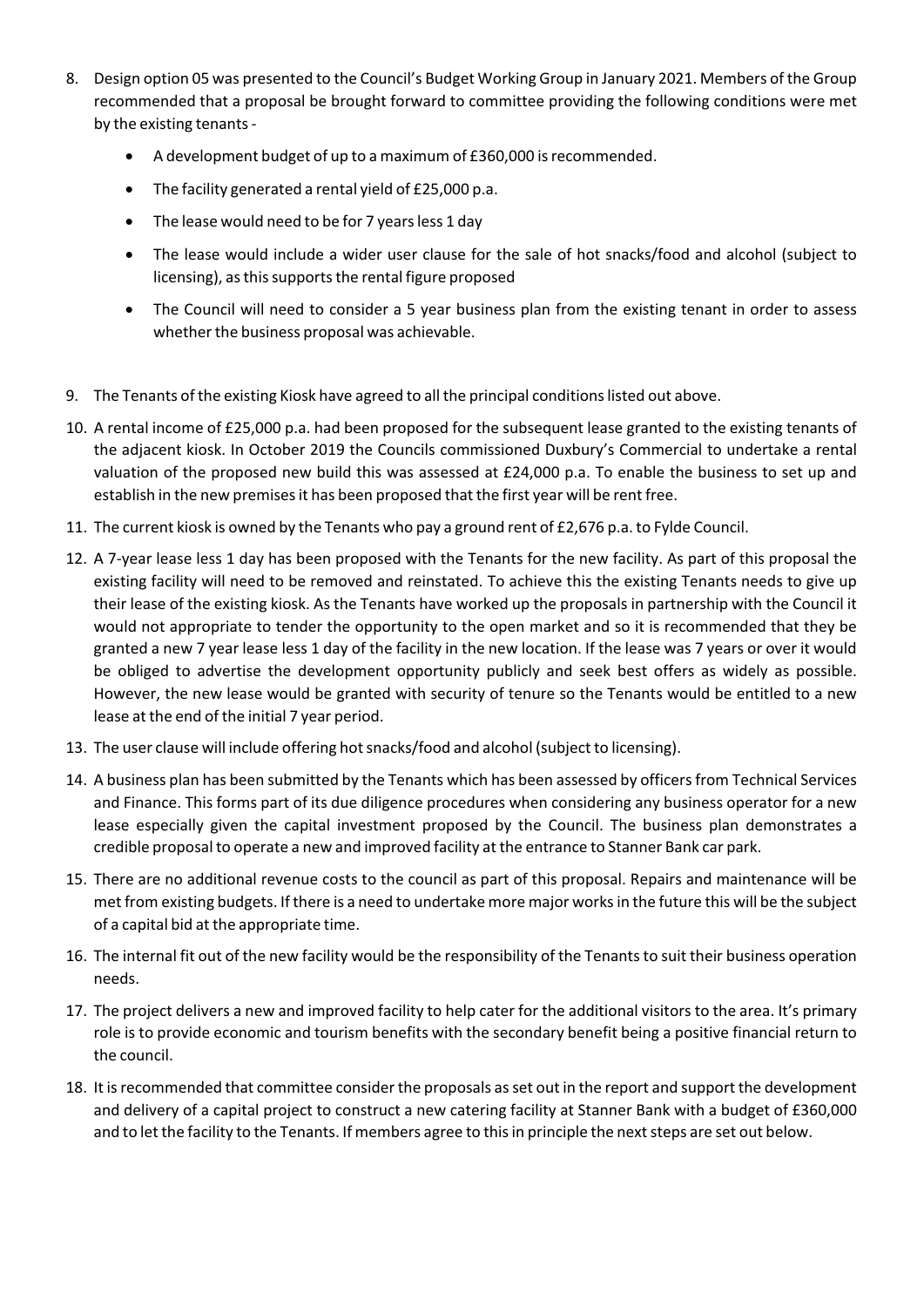8. Design option 05 was presented to the Council's Budget Working Group in January 2021. Members of the Group recommended that a proposal be brought forward to committee providing the following conditions were met by the existing tenants -

   - A development budget of up to a maximum of £360,000 is recommended.
   - The facility generated a rental yield of £25,000 p.a.
   - The lease would need to be for 7 years less 1 day
   - The lease would include a wider user clause for the sale of hot snacks/food and alcohol (subject to licensing), as this supports the rental figure proposed
   - The Council will need to consider a 5 year business plan from the existing tenant in order to assess whether the business proposal was achievable.

9. The Tenants of the existing Kiosk have agreed to all the principal conditions listed out above.

10. A rental income of £25,000 p.a. had been proposed for the subsequent lease granted to the existing tenants of the adjacent kiosk. In October 2019 the Councils commissioned Duxbury's Commercial to undertake a rental valuation of the proposed new build this was assessed at £24,000 p.a. To enable the business to set up and establish in the new premises it has been proposed that the first year will be rent free.

11. The current kiosk is owned by the Tenants who pay a ground rent of £2,676 p.a. to Fylde Council.

12. A 7-year lease less 1 day has been proposed with the Tenants for the new facility. As part of this proposal the existing facility will need to be removed and reinstated. To achieve this the existing Tenants needs to give up their lease of the existing kiosk. As the Tenants have worked up the proposals in partnership with the Council it would not appropriate to tender the opportunity to the open market and so it is recommended that they be granted a new 7 year lease less 1 day of the facility in the new location. If the lease was 7 years or over it would be obliged to advertise the development opportunity publicly and seek best offers as widely as possible. However, the new lease would be granted with security of tenure so the Tenants would be entitled to a new lease at the end of the initial 7 year period.

13. The user clause will include offering hot snacks/food and alcohol (subject to licensing).

14. A business plan has been submitted by the Tenants which has been assessed by officers from Technical Services and Finance. This forms part of its due diligence procedures when considering any business operator for a new lease especially given the capital investment proposed by the Council. The business plan demonstrates a credible proposal to operate a new and improved facility at the entrance to Stanner Bank car park.

15. There are no additional revenue costs to the council as part of this proposal. Repairs and maintenance will be met from existing budgets. If there is a need to undertake more major works in the future this will be the subject of a capital bid at the appropriate time.

16. The internal fit out of the new facility would be the responsibility of the Tenants to suit their business operation needs.

17. The project delivers a new and improved facility to help cater for the additional visitors to the area. It's primary role is to provide economic and tourism benefits with the secondary benefit being a positive financial return to the council.

18. It is recommended that committee consider the proposals as set out in the report and support the development and delivery of a capital project to construct a new catering facility at Stanner Bank with a budget of £360,000 and to let the facility to the Tenants. If members agree to this in principle the next steps are set out below.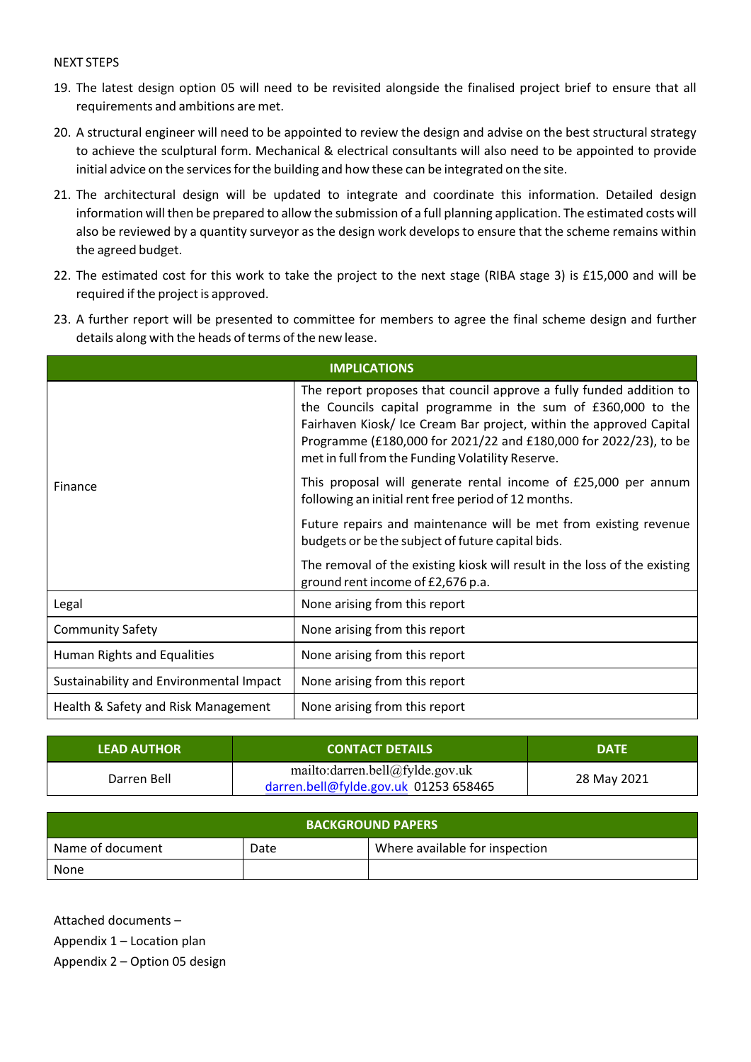NEXT STEPS

19. The latest design option 05 will need to be revisited alongside the finalised project brief to ensure that all requirements and ambitions are met.
20. A structural engineer will need to be appointed to review the design and advise on the best structural strategy to achieve the sculptural form. Mechanical & electrical consultants will also need to be appointed to provide initial advice on the services for the building and how these can be integrated on the site.
21. The architectural design will be updated to integrate and coordinate this information. Detailed design information will then be prepared to allow the submission of a full planning application. The estimated costs will also be reviewed by a quantity surveyor as the design work develops to ensure that the scheme remains within the agreed budget.
22. The estimated cost for this work to take the project to the next stage (RIBA stage 3) is £15,000 and will be required if the project is approved.
23. A further report will be presented to committee for members to agree the final scheme design and further details along with the heads of terms of the new lease.

| IMPLICATIONS | |
|---|---|
| Finance | The report proposes that council approve a fully funded addition to the Councils capital programme in the sum of £360,000 to the Fairhaven Kiosk/ Ice Cream Bar project, within the approved Capital Programme (£180,000 for 2021/22 and £180,000 for 2022/23), to be met in full from the Funding Volatility Reserve.<br><br>This proposal will generate rental income of £25,000 per annum following an initial rent free period of 12 months.<br><br>Future repairs and maintenance will be met from existing revenue budgets or be the subject of future capital bids.<br><br>The removal of the existing kiosk will result in the loss of the existing ground rent income of £2,676 p.a. |
| Legal | None arising from this report |
| Community Safety | None arising from this report |
| Human Rights and Equalities | None arising from this report |
| Sustainability and Environmental Impact | None arising from this report |
| Health & Safety and Risk Management | None arising from this report |

| LEAD AUTHOR | CONTACT DETAILS | DATE |
|---|---|---|
| Darren Bell | mailto:darren.bell@fylde.gov.uk darren.bell@fylde.gov.uk 01253 658465 | 28 May 2021 |

| BACKGROUND PAPERS | | |
|---|---|---|
| Name of document | Date | Where available for inspection |
| None | | |

Attached documents –

Appendix 1 – Location plan

Appendix 2 – Option 05 design